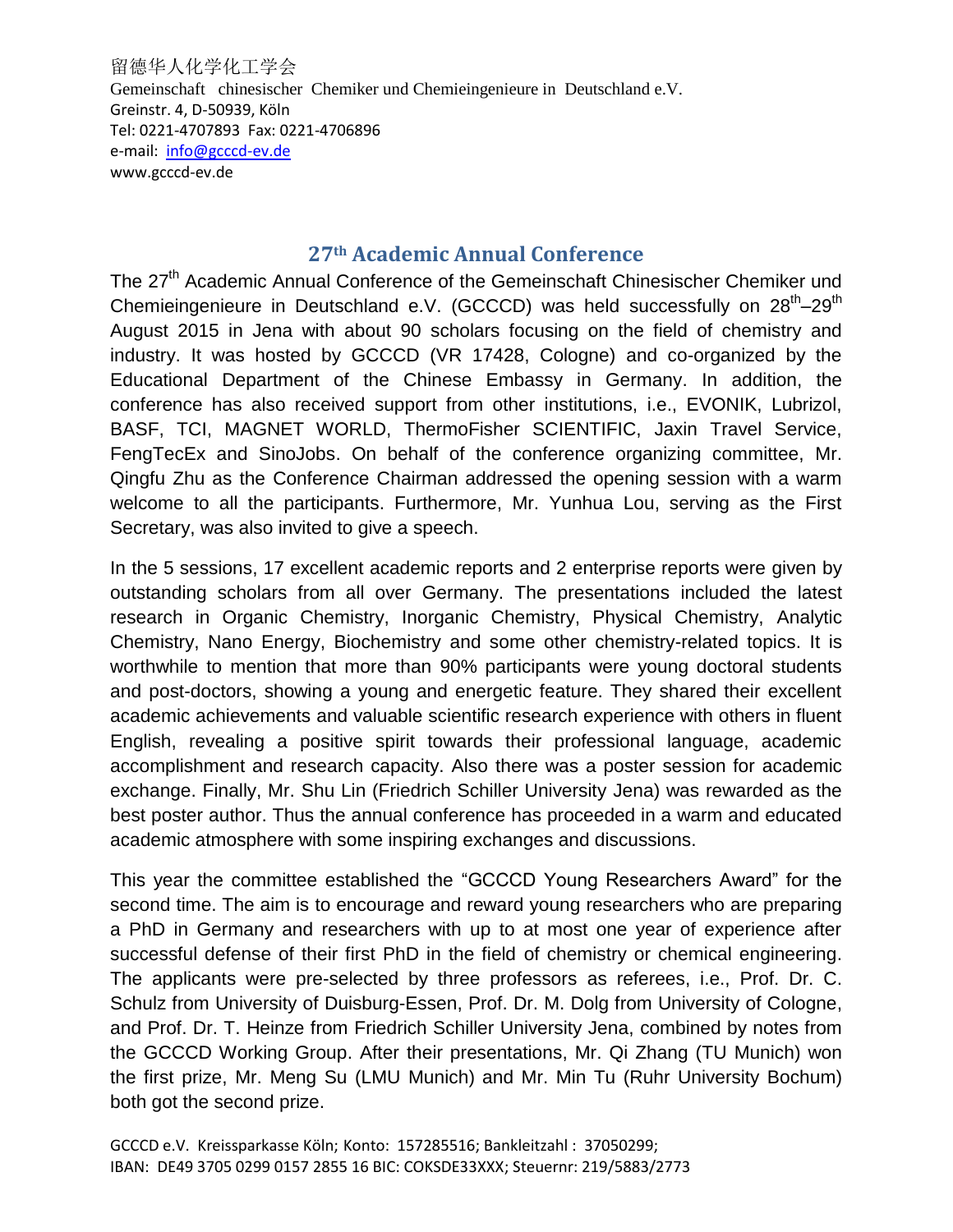留德华人化学化工学会
Gemeinschaft chinesischer Chemiker und Chemieingenieure in Deutschland e.V.
Greinstr. 4, D-50939, Köln
Tel: 0221-4707893 Fax: 0221-4706896
e-mail: info@gcccd-ev.de
www.gcccd-ev.de

## 27th Academic Annual Conference

The 27th Academic Annual Conference of the Gemeinschaft Chinesischer Chemiker und Chemieingenieure in Deutschland e.V. (GCCCD) was held successfully on 28th–29th August 2015 in Jena with about 90 scholars focusing on the field of chemistry and industry. It was hosted by GCCCD (VR 17428, Cologne) and co-organized by the Educational Department of the Chinese Embassy in Germany. In addition, the conference has also received support from other institutions, i.e., EVONIK, Lubrizol, BASF, TCI, MAGNET WORLD, ThermoFisher SCIENTIFIC, Jaxin Travel Service, FengTecEx and SinoJobs. On behalf of the conference organizing committee, Mr. Qingfu Zhu as the Conference Chairman addressed the opening session with a warm welcome to all the participants. Furthermore, Mr. Yunhua Lou, serving as the First Secretary, was also invited to give a speech.

In the 5 sessions, 17 excellent academic reports and 2 enterprise reports were given by outstanding scholars from all over Germany. The presentations included the latest research in Organic Chemistry, Inorganic Chemistry, Physical Chemistry, Analytic Chemistry, Nano Energy, Biochemistry and some other chemistry-related topics. It is worthwhile to mention that more than 90% participants were young doctoral students and post-doctors, showing a young and energetic feature. They shared their excellent academic achievements and valuable scientific research experience with others in fluent English, revealing a positive spirit towards their professional language, academic accomplishment and research capacity. Also there was a poster session for academic exchange. Finally, Mr. Shu Lin (Friedrich Schiller University Jena) was rewarded as the best poster author. Thus the annual conference has proceeded in a warm and educated academic atmosphere with some inspiring exchanges and discussions.

This year the committee established the "GCCCD Young Researchers Award" for the second time. The aim is to encourage and reward young researchers who are preparing a PhD in Germany and researchers with up to at most one year of experience after successful defense of their first PhD in the field of chemistry or chemical engineering. The applicants were pre-selected by three professors as referees, i.e., Prof. Dr. C. Schulz from University of Duisburg-Essen, Prof. Dr. M. Dolg from University of Cologne, and Prof. Dr. T. Heinze from Friedrich Schiller University Jena, combined by notes from the GCCCD Working Group. After their presentations, Mr. Qi Zhang (TU Munich) won the first prize, Mr. Meng Su (LMU Munich) and Mr. Min Tu (Ruhr University Bochum) both got the second prize.

GCCCD e.V. Kreissparkasse Köln; Konto: 157285516; Bankleitzahl : 37050299; IBAN: DE49 3705 0299 0157 2855 16 BIC: COKSDE33XXX; Steuernr: 219/5883/2773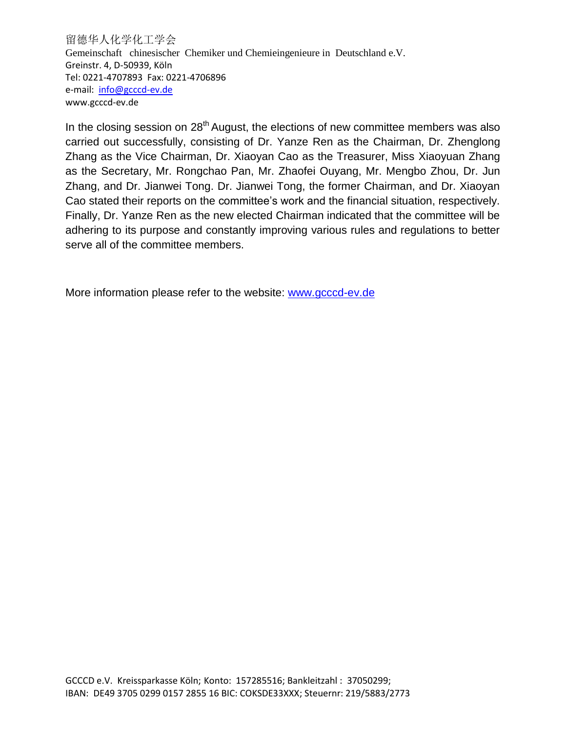留德华人化学化工学会
Gemeinschaft chinesischer Chemiker und Chemieingenieure in Deutschland e.V.
Greinstr. 4, D-50939, Köln
Tel: 0221-4707893 Fax: 0221-4706896
e-mail: info@gcccd-ev.de
www.gcccd-ev.de

In the closing session on 28th August, the elections of new committee members was also carried out successfully, consisting of Dr. Yanze Ren as the Chairman, Dr. Zhenglong Zhang as the Vice Chairman, Dr. Xiaoyan Cao as the Treasurer, Miss Xiaoyuan Zhang as the Secretary, Mr. Rongchao Pan, Mr. Zhaofei Ouyang, Mr. Mengbo Zhou, Dr. Jun Zhang, and Dr. Jianwei Tong. Dr. Jianwei Tong, the former Chairman, and Dr. Xiaoyan Cao stated their reports on the committee's work and the financial situation, respectively. Finally, Dr. Yanze Ren as the new elected Chairman indicated that the committee will be adhering to its purpose and constantly improving various rules and regulations to better serve all of the committee members.

More information please refer to the website: www.gcccd-ev.de

GCCCD e.V. Kreissparkasse Köln; Konto: 157285516; Bankleitzahl : 37050299;
IBAN: DE49 3705 0299 0157 2855 16 BIC: COKSDE33XXX; Steuernr: 219/5883/2773